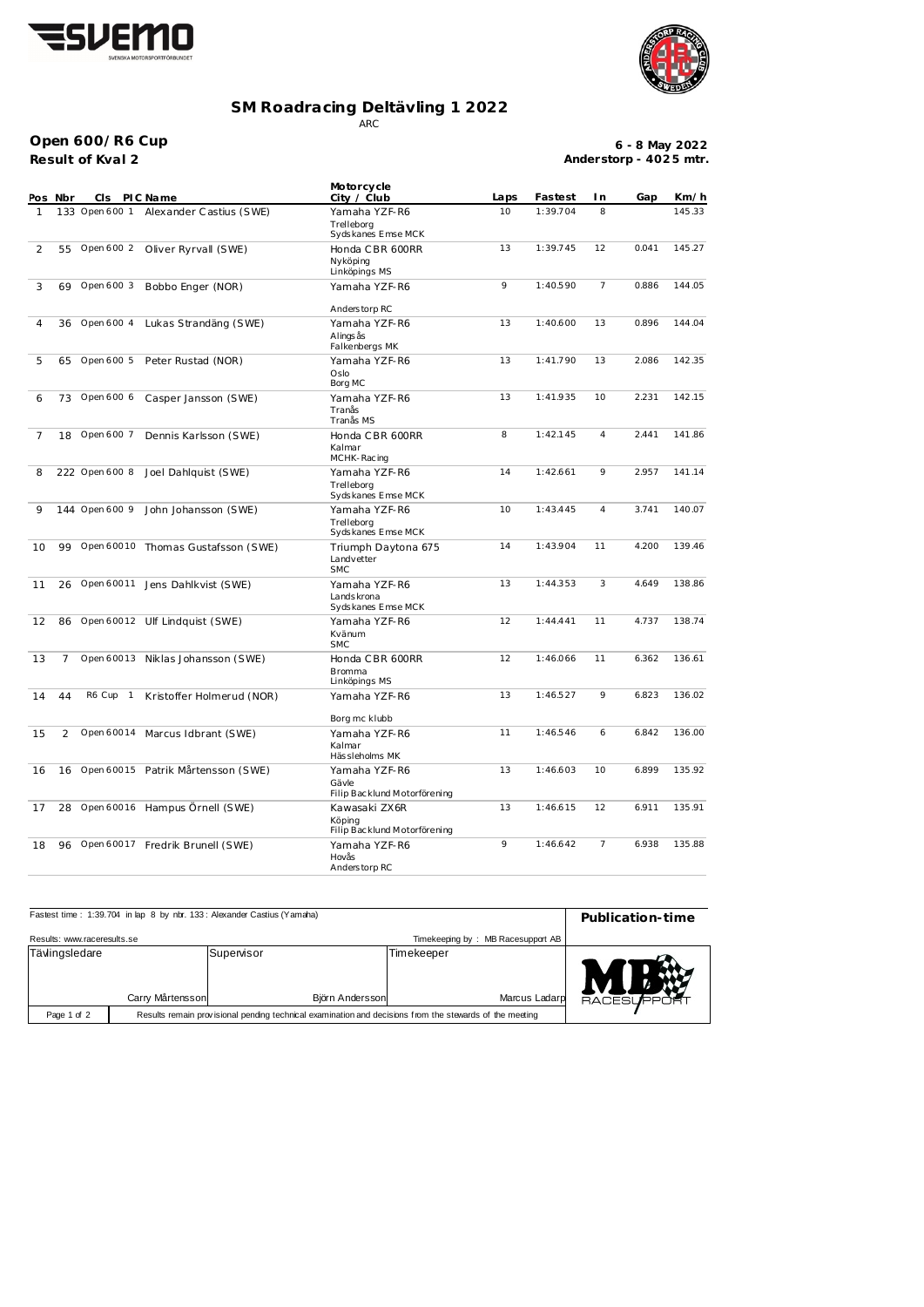# SM Roadracing Deltävling 1 2022

ARC

## Open 600/R6 Cup

**Result of Kval 2**

**6 - 8 May 2022**
**Anderstorp - 4025 mtr.**

| Pos | Nbr | Cls | PIC | Name | Motorcycle City / Club | Laps | Fastest | In | Gap | Km/h |
|---|---|---|---|---|---|---|---|---|---|---|
| 1 | 133 | Open 600 | 1 | Alexander Castius (SWE) | Yamaha YZF-R6 Trelleborg Sydskanes Emse MCK | 10 | 1:39.704 | 8 | | 145.33 |
| 2 | 55 | Open 600 | 2 | Oliver Ryrvall (SWE) | Honda CBR 600RR Nyköping Linköpings MS | 13 | 1:39.745 | 12 | 0.041 | 145.27 |
| 3 | 69 | Open 600 | 3 | Bobbo Enger (NOR) | Yamaha YZF-R6 Anderstorp RC | 9 | 1:40.590 | 7 | 0.886 | 144.05 |
| 4 | 36 | Open 600 | 4 | Lukas Strandäng (SWE) | Yamaha YZF-R6 Alingsås Falkenbergs MK | 13 | 1:40.600 | 13 | 0.896 | 144.04 |
| 5 | 65 | Open 600 | 5 | Peter Rustad (NOR) | Yamaha YZF-R6 Oslo Borg MC | 13 | 1:41.790 | 13 | 2.086 | 142.35 |
| 6 | 73 | Open 600 | 6 | Casper Jansson (SWE) | Yamaha YZF-R6 Tranås Tranås MS | 13 | 1:41.935 | 10 | 2.231 | 142.15 |
| 7 | 18 | Open 600 | 7 | Dennis Karlsson (SWE) | Honda CBR 600RR Kalmar MCHK-Racing | 8 | 1:42.145 | 4 | 2.441 | 141.86 |
| 8 | 222 | Open 600 | 8 | Joel Dahlquist (SWE) | Yamaha YZF-R6 Trelleborg Sydskanes Emse MCK | 14 | 1:42.661 | 9 | 2.957 | 141.14 |
| 9 | 144 | Open 600 | 9 | John Johansson (SWE) | Yamaha YZF-R6 Trelleborg Sydskanes Emse MCK | 10 | 1:43.445 | 4 | 3.741 | 140.07 |
| 10 | 99 | Open 600 | 10 | Thomas Gustafsson (SWE) | Triumph Daytona 675 Landvetter SMC | 14 | 1:43.904 | 11 | 4.200 | 139.46 |
| 11 | 26 | Open 600 | 11 | Jens Dahlkvist (SWE) | Yamaha YZF-R6 Landskrona Sydskanes Emse MCK | 13 | 1:44.353 | 3 | 4.649 | 138.86 |
| 12 | 86 | Open 600 | 12 | Ulf Lindquist (SWE) | Yamaha YZF-R6 Kvänum SMC | 12 | 1:44.441 | 11 | 4.737 | 138.74 |
| 13 | 7 | Open 600 | 13 | Niklas Johansson (SWE) | Honda CBR 600RR Bromma Linköpings MS | 12 | 1:46.066 | 11 | 6.362 | 136.61 |
| 14 | 44 | R6 Cup | 1 | Kristoffer Holmerud (NOR) | Yamaha YZF-R6 Borg mc klubb | 13 | 1:46.527 | 9 | 6.823 | 136.02 |
| 15 | 2 | Open 600 | 14 | Marcus Idbrant (SWE) | Yamaha YZF-R6 Kalmar Hässleholms MK | 11 | 1:46.546 | 6 | 6.842 | 136.00 |
| 16 | 16 | Open 600 | 15 | Patrik Mårtensson (SWE) | Yamaha YZF-R6 Gävle Filip Backlund Motorförening | 13 | 1:46.603 | 10 | 6.899 | 135.92 |
| 17 | 28 | Open 600 | 16 | Hampus Örnell (SWE) | Kawasaki ZX6R Köping Filip Backlund Motorförening | 13 | 1:46.615 | 12 | 6.911 | 135.91 |
| 18 | 96 | Open 600 | 17 | Fredrik Brunell (SWE) | Yamaha YZF-R6 Hovås Anderstorp RC | 9 | 1:46.642 | 7 | 6.938 | 135.88 |

Fastest time : 1:39.704 in lap 8 by nbr. 133 : Alexander Castius (Yamaha)

**Publication-time**

Results: www.raceresults.se

Timekeeping by : MB Racesupport AB

| Tävlingsledare | Supervisor | Timekeeper |
|---|---|---|
| Carry Mårtensson | Björn Andersson | Marcus Ladarp |

Results remain provisional pending technical examination and decisions from the stewards of the meeting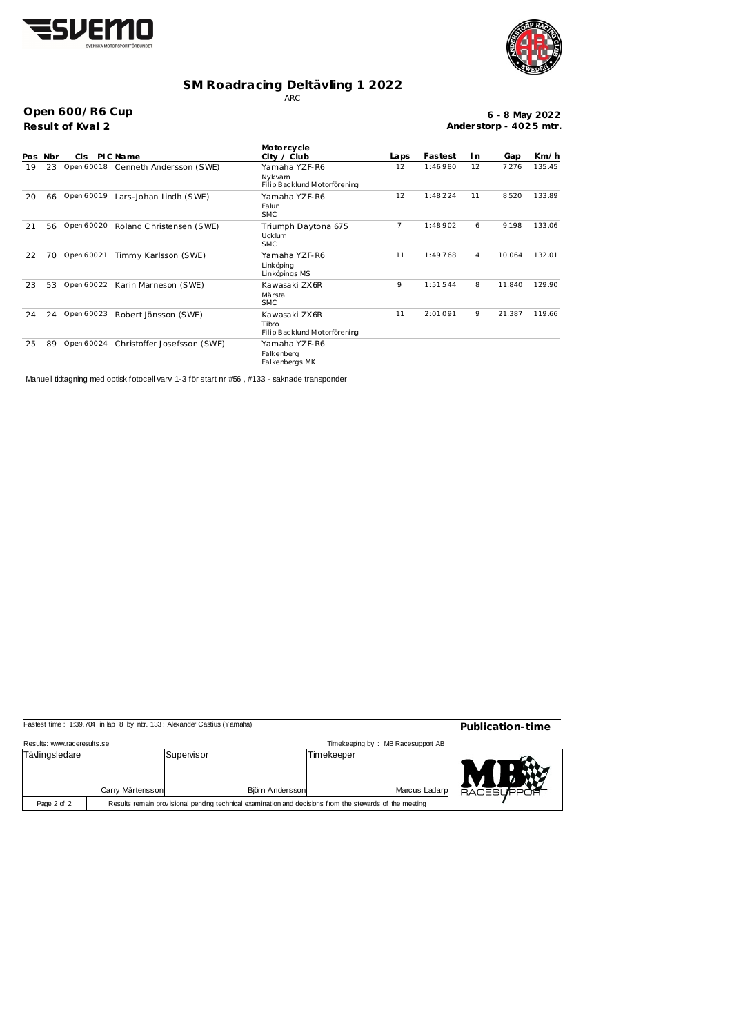# SM Roadracing Deltävling 1 2022

ARC

## Open 600/R6 Cup

**Result of Kval 2**

**6 - 8 May 2022**
**Anderstorp - 4025 mtr.**

| Pos | Nbr | Cls | PIC | Name | Motorcycle City / Club | Laps | Fastest | In | Gap | Km/h |
|---|---|---|---|---|---|---|---|---|---|---|
| 19 | 23 | Open 600 | 18 | Cenneth Andersson (SWE) | Yamaha YZF-R6 Nykvarn Filip Backlund Motorförening | 12 | 1:46.980 | 12 | 7.276 | 135.45 |
| 20 | 66 | Open 600 | 19 | Lars-Johan Lindh (SWE) | Yamaha YZF-R6 Falun SMC | 12 | 1:48.224 | 11 | 8.520 | 133.89 |
| 21 | 56 | Open 600 | 20 | Roland Christensen (SWE) | Triumph Daytona 675 Ucklum SMC | 7 | 1:48.902 | 6 | 9.198 | 133.06 |
| 22 | 70 | Open 600 | 21 | Timmy Karlsson (SWE) | Yamaha YZF-R6 Linköping Linköpings MS | 11 | 1:49.768 | 4 | 10.064 | 132.01 |
| 23 | 53 | Open 600 | 22 | Karin Marneson (SWE) | Kawasaki ZX6R Märsta SMC | 9 | 1:51.544 | 8 | 11.840 | 129.90 |
| 24 | 24 | Open 600 | 23 | Robert Jönsson (SWE) | Kawasaki ZX6R Tibro Filip Backlund Motorförening | 11 | 2:01.091 | 9 | 21.387 | 119.66 |
| 25 | 89 | Open 600 | 24 | Christoffer Josefsson (SWE) | Yamaha YZF-R6 Falkenberg Falkenbergs MK | | | | | |

Manuell tidtagning med optisk fotocell varv 1-3 för start nr #56 , #133 - saknade transponder

Fastest time : 1:39.704 in lap 8 by nbr. 133 : Alexander Castius (Yamaha)

**Publication-time**

Results: www.raceresults.se

Timekeeping by : MB Racesupport AB

| Tävlingsledare | Supervisor | Timekeeper |
|---|---|---|
| Carry Mårtensson | Björn Andersson | Marcus Ladarp |

Results remain provisional pending technical examination and decisions from the stewards of the meeting